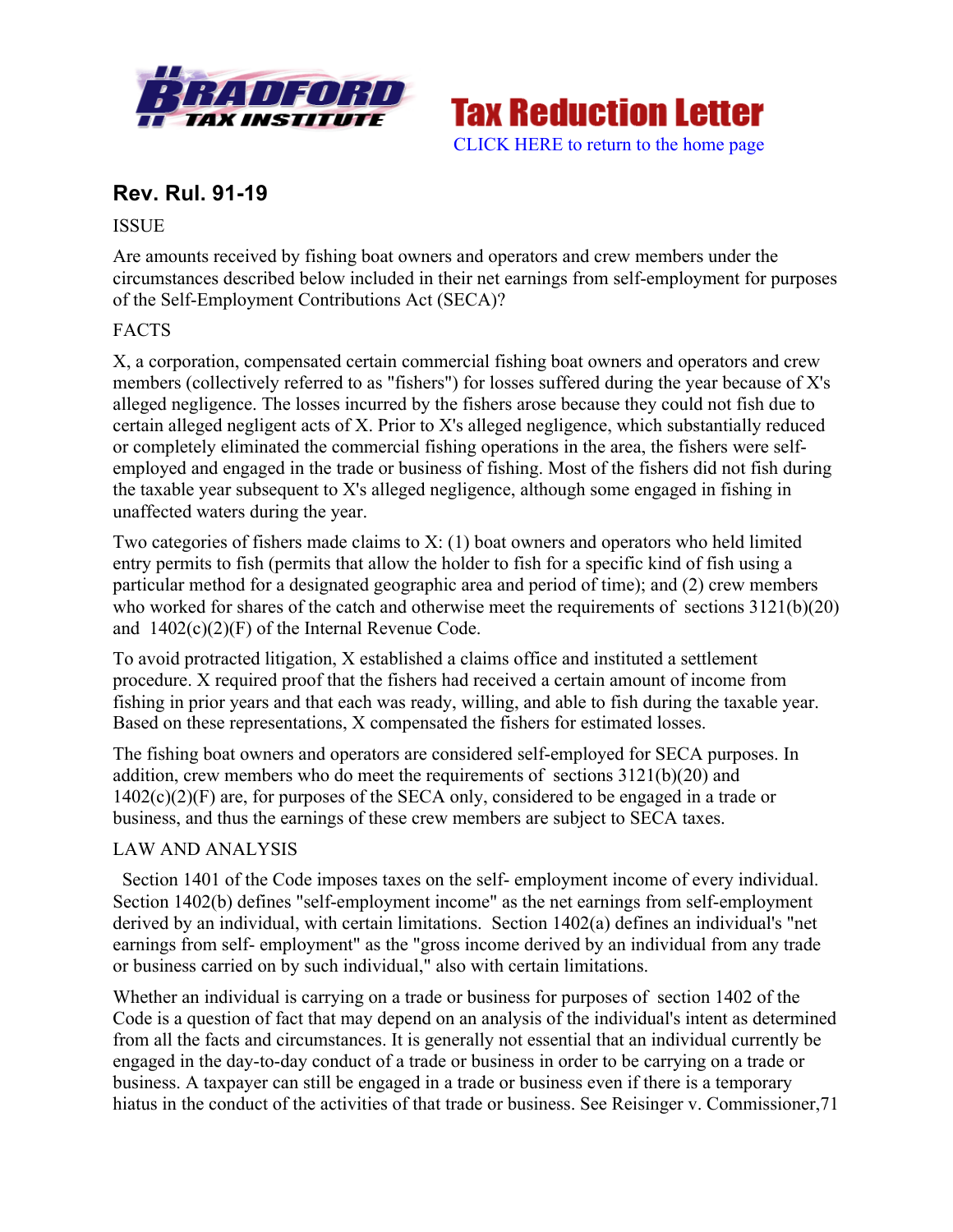# Tax Reduction Letter

CLICK HERE to return to the home page

## Rev. Rul. 91-19

ISSUE

Are amounts received by fishing boat owners and operators and crew members under the circumstances described below included in their net earnings from self-employment for purposes of the Self-Employment Contributions Act (SECA)?

FACTS

X, a corporation, compensated certain commercial fishing boat owners and operators and crew members (collectively referred to as "fishers") for losses suffered during the year because of X's alleged negligence. The losses incurred by the fishers arose because they could not fish due to certain alleged negligent acts of X. Prior to X's alleged negligence, which substantially reduced or completely eliminated the commercial fishing operations in the area, the fishers were self-employed and engaged in the trade or business of fishing. Most of the fishers did not fish during the taxable year subsequent to X's alleged negligence, although some engaged in fishing in unaffected waters during the year.

Two categories of fishers made claims to X: (1) boat owners and operators who held limited entry permits to fish (permits that allow the holder to fish for a specific kind of fish using a particular method for a designated geographic area and period of time); and (2) crew members who worked for shares of the catch and otherwise meet the requirements of sections 3121(b)(20) and 1402(c)(2)(F) of the Internal Revenue Code.

To avoid protracted litigation, X established a claims office and instituted a settlement procedure. X required proof that the fishers had received a certain amount of income from fishing in prior years and that each was ready, willing, and able to fish during the taxable year. Based on these representations, X compensated the fishers for estimated losses.

The fishing boat owners and operators are considered self-employed for SECA purposes. In addition, crew members who do meet the requirements of sections 3121(b)(20) and 1402(c)(2)(F) are, for purposes of the SECA only, considered to be engaged in a trade or business, and thus the earnings of these crew members are subject to SECA taxes.

LAW AND ANALYSIS

Section 1401 of the Code imposes taxes on the self- employment income of every individual. Section 1402(b) defines "self-employment income" as the net earnings from self-employment derived by an individual, with certain limitations. Section 1402(a) defines an individual's "net earnings from self- employment" as the "gross income derived by an individual from any trade or business carried on by such individual," also with certain limitations.

Whether an individual is carrying on a trade or business for purposes of section 1402 of the Code is a question of fact that may depend on an analysis of the individual's intent as determined from all the facts and circumstances. It is generally not essential that an individual currently be engaged in the day-to-day conduct of a trade or business in order to be carrying on a trade or business. A taxpayer can still be engaged in a trade or business even if there is a temporary hiatus in the conduct of the activities of that trade or business. See Reisinger v. Commissioner,71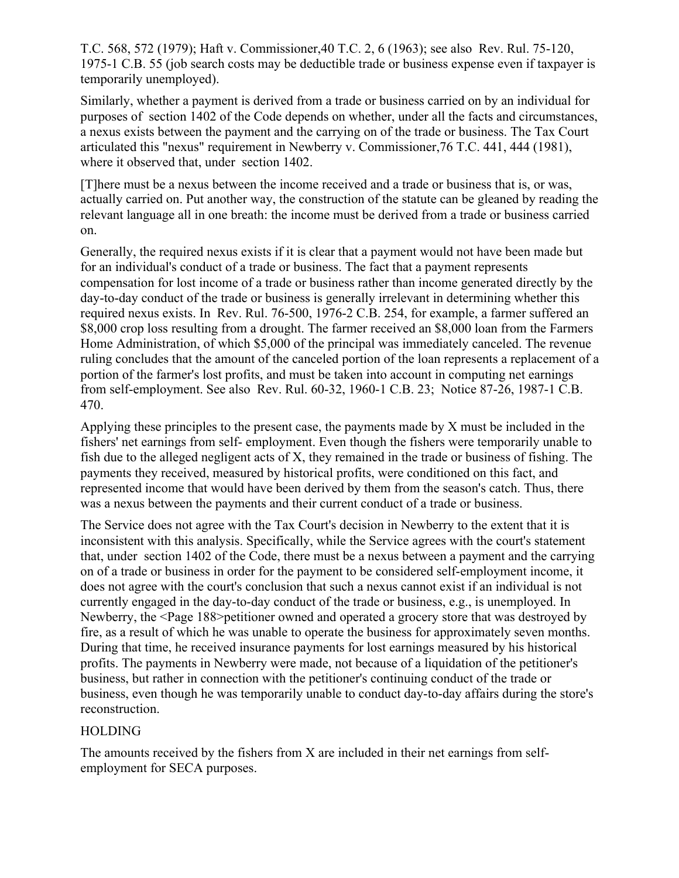T.C. 568, 572 (1979); Haft v. Commissioner,40 T.C. 2, 6 (1963); see also Rev. Rul. 75-120, 1975-1 C.B. 55 (job search costs may be deductible trade or business expense even if taxpayer is temporarily unemployed).

Similarly, whether a payment is derived from a trade or business carried on by an individual for purposes of section 1402 of the Code depends on whether, under all the facts and circumstances, a nexus exists between the payment and the carrying on of the trade or business. The Tax Court articulated this "nexus" requirement in Newberry v. Commissioner,76 T.C. 441, 444 (1981), where it observed that, under section 1402.

[T]here must be a nexus between the income received and a trade or business that is, or was, actually carried on. Put another way, the construction of the statute can be gleaned by reading the relevant language all in one breath: the income must be derived from a trade or business carried on.

Generally, the required nexus exists if it is clear that a payment would not have been made but for an individual's conduct of a trade or business. The fact that a payment represents compensation for lost income of a trade or business rather than income generated directly by the day-to-day conduct of the trade or business is generally irrelevant in determining whether this required nexus exists. In Rev. Rul. 76-500, 1976-2 C.B. 254, for example, a farmer suffered an \$8,000 crop loss resulting from a drought. The farmer received an \$8,000 loan from the Farmers Home Administration, of which \$5,000 of the principal was immediately canceled. The revenue ruling concludes that the amount of the canceled portion of the loan represents a replacement of a portion of the farmer's lost profits, and must be taken into account in computing net earnings from self-employment. See also Rev. Rul. 60-32, 1960-1 C.B. 23; Notice 87-26, 1987-1 C.B. 470.

Applying these principles to the present case, the payments made by X must be included in the fishers' net earnings from self- employment. Even though the fishers were temporarily unable to fish due to the alleged negligent acts of X, they remained in the trade or business of fishing. The payments they received, measured by historical profits, were conditioned on this fact, and represented income that would have been derived by them from the season's catch. Thus, there was a nexus between the payments and their current conduct of a trade or business.

The Service does not agree with the Tax Court's decision in Newberry to the extent that it is inconsistent with this analysis. Specifically, while the Service agrees with the court's statement that, under section 1402 of the Code, there must be a nexus between a payment and the carrying on of a trade or business in order for the payment to be considered self-employment income, it does not agree with the court's conclusion that such a nexus cannot exist if an individual is not currently engaged in the day-to-day conduct of the trade or business, e.g., is unemployed. In Newberry, the <Page 188>petitioner owned and operated a grocery store that was destroyed by fire, as a result of which he was unable to operate the business for approximately seven months. During that time, he received insurance payments for lost earnings measured by his historical profits. The payments in Newberry were made, not because of a liquidation of the petitioner's business, but rather in connection with the petitioner's continuing conduct of the trade or business, even though he was temporarily unable to conduct day-to-day affairs during the store's reconstruction.

## HOLDING

The amounts received by the fishers from X are included in their net earnings from self-employment for SECA purposes.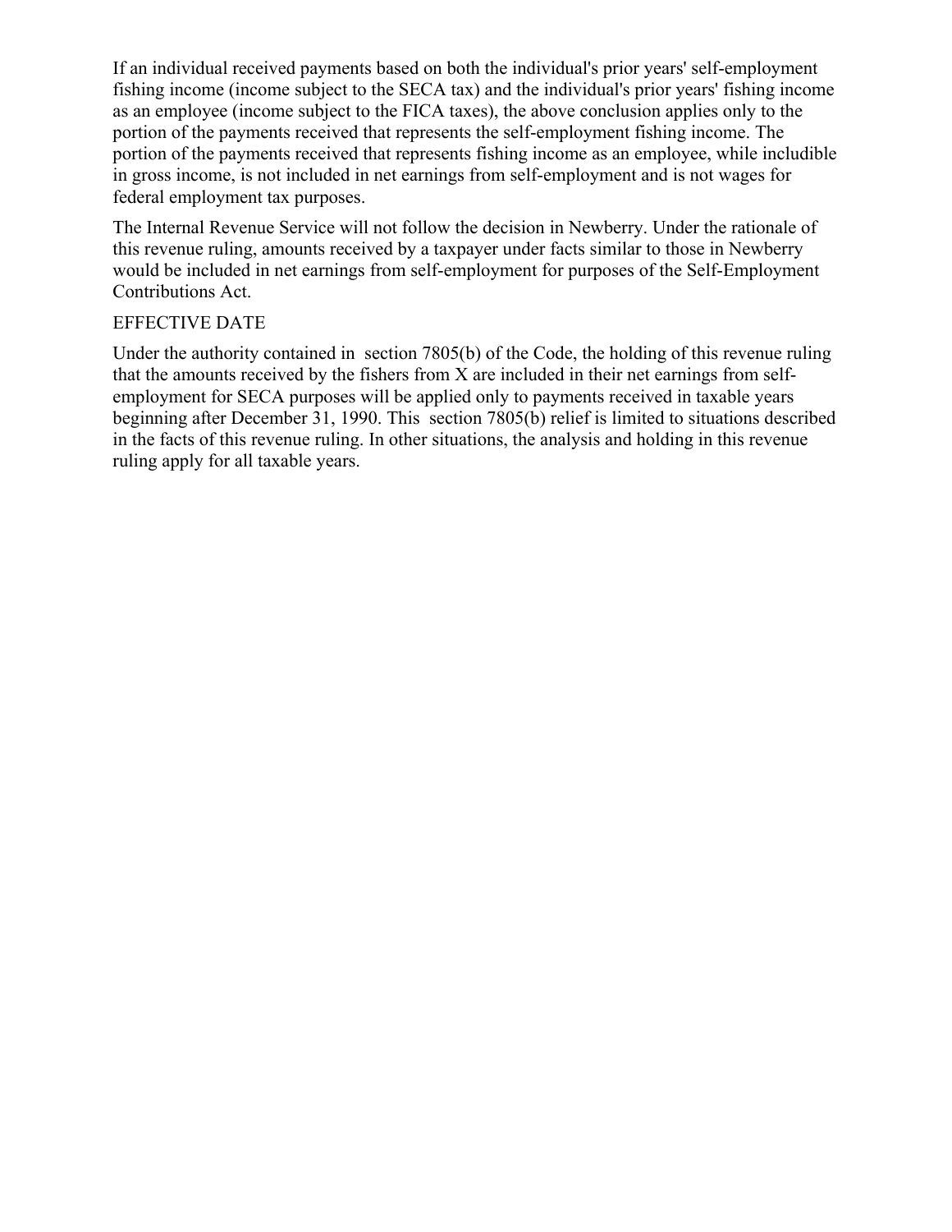If an individual received payments based on both the individual's prior years' self-employment fishing income (income subject to the SECA tax) and the individual's prior years' fishing income as an employee (income subject to the FICA taxes), the above conclusion applies only to the portion of the payments received that represents the self-employment fishing income. The portion of the payments received that represents fishing income as an employee, while includible in gross income, is not included in net earnings from self-employment and is not wages for federal employment tax purposes.

The Internal Revenue Service will not follow the decision in Newberry. Under the rationale of this revenue ruling, amounts received by a taxpayer under facts similar to those in Newberry would be included in net earnings from self-employment for purposes of the Self-Employment Contributions Act.

## EFFECTIVE DATE

Under the authority contained in section 7805(b) of the Code, the holding of this revenue ruling that the amounts received by the fishers from X are included in their net earnings from self-employment for SECA purposes will be applied only to payments received in taxable years beginning after December 31, 1990. This section 7805(b) relief is limited to situations described in the facts of this revenue ruling. In other situations, the analysis and holding in this revenue ruling apply for all taxable years.